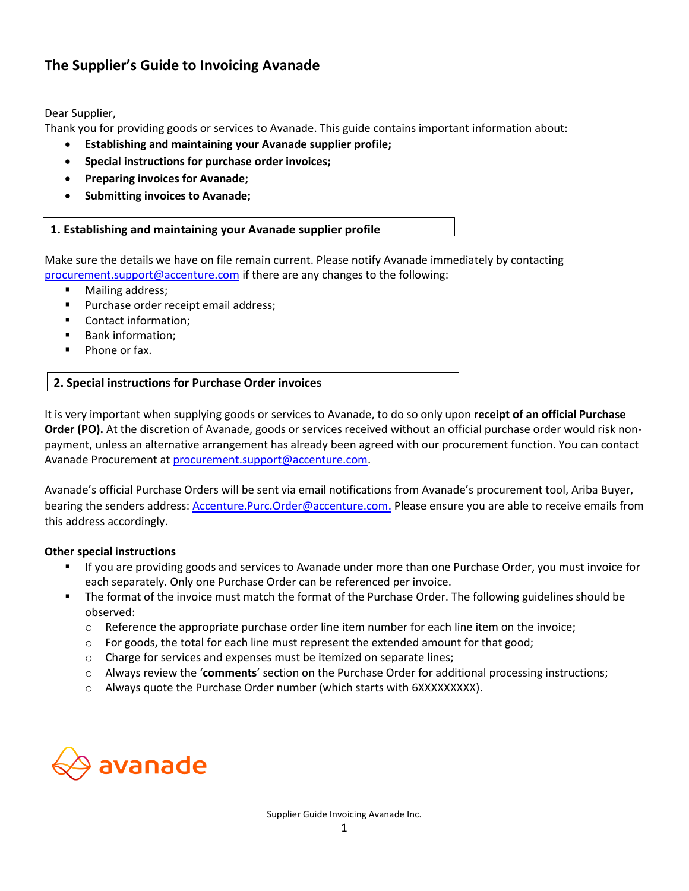# The Supplier's Guide to Invoicing Avanade

Dear Supplier,

Thank you for providing goods or services to Avanade. This guide contains important information about:

- **Establishing and maintaining your Avanade supplier profile;**
- **Special instructions for purchase order invoices;**
- **Preparing invoices for Avanade;**
- **Submitting invoices to Avanade;**

## 1. Establishing and maintaining your Avanade supplier profile

Make sure the details we have on file remain current. Please notify Avanade immediately by contacting procurement.support@accenture.com if there are any changes to the following:

- Mailing address;
- Purchase order receipt email address;
- Contact information;
- Bank information;
- Phone or fax.

## 2. Special instructions for Purchase Order invoices

It is very important when supplying goods or services to Avanade, to do so only upon **receipt of an official Purchase Order (PO).** At the discretion of Avanade, goods or services received without an official purchase order would risk non-payment, unless an alternative arrangement has already been agreed with our procurement function. You can contact Avanade Procurement at procurement.support@accenture.com.

Avanade's official Purchase Orders will be sent via email notifications from Avanade's procurement tool, Ariba Buyer, bearing the senders address: Accenture.Purc.Order@accenture.com. Please ensure you are able to receive emails from this address accordingly.

**Other special instructions**

- If you are providing goods and services to Avanade under more than one Purchase Order, you must invoice for each separately. Only one Purchase Order can be referenced per invoice.
- The format of the invoice must match the format of the Purchase Order. The following guidelines should be observed:
  - Reference the appropriate purchase order line item number for each line item on the invoice;
  - For goods, the total for each line must represent the extended amount for that good;
  - Charge for services and expenses must be itemized on separate lines;
  - Always review the '**comments**' section on the Purchase Order for additional processing instructions;
  - Always quote the Purchase Order number (which starts with 6XXXXXXXXX).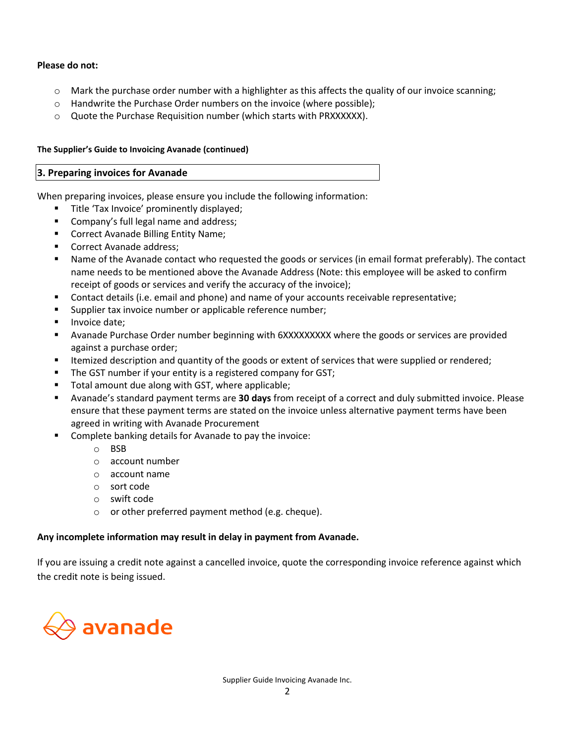**Please do not:**

- Mark the purchase order number with a highlighter as this affects the quality of our invoice scanning;
- Handwrite the Purchase Order numbers on the invoice (where possible);
- Quote the Purchase Requisition number (which starts with PRXXXXXX).

**The Supplier's Guide to Invoicing Avanade (continued)**

## 3. Preparing invoices for Avanade

When preparing invoices, please ensure you include the following information:

- Title 'Tax Invoice' prominently displayed;
- Company's full legal name and address;
- Correct Avanade Billing Entity Name;
- Correct Avanade address;
- Name of the Avanade contact who requested the goods or services (in email format preferably). The contact name needs to be mentioned above the Avanade Address (Note: this employee will be asked to confirm receipt of goods or services and verify the accuracy of the invoice);
- Contact details (i.e. email and phone) and name of your accounts receivable representative;
- Supplier tax invoice number or applicable reference number;
- Invoice date;
- Avanade Purchase Order number beginning with 6XXXXXXXXX where the goods or services are provided against a purchase order;
- Itemized description and quantity of the goods or extent of services that were supplied or rendered;
- The GST number if your entity is a registered company for GST;
- Total amount due along with GST, where applicable;
- Avanade's standard payment terms are **30 days** from receipt of a correct and duly submitted invoice. Please ensure that these payment terms are stated on the invoice unless alternative payment terms have been agreed in writing with Avanade Procurement
- Complete banking details for Avanade to pay the invoice:
  - BSB
  - account number
  - account name
  - sort code
  - swift code
  - or other preferred payment method (e.g. cheque).

**Any incomplete information may result in delay in payment from Avanade.**

If you are issuing a credit note against a cancelled invoice, quote the corresponding invoice reference against which the credit note is being issued.

avanade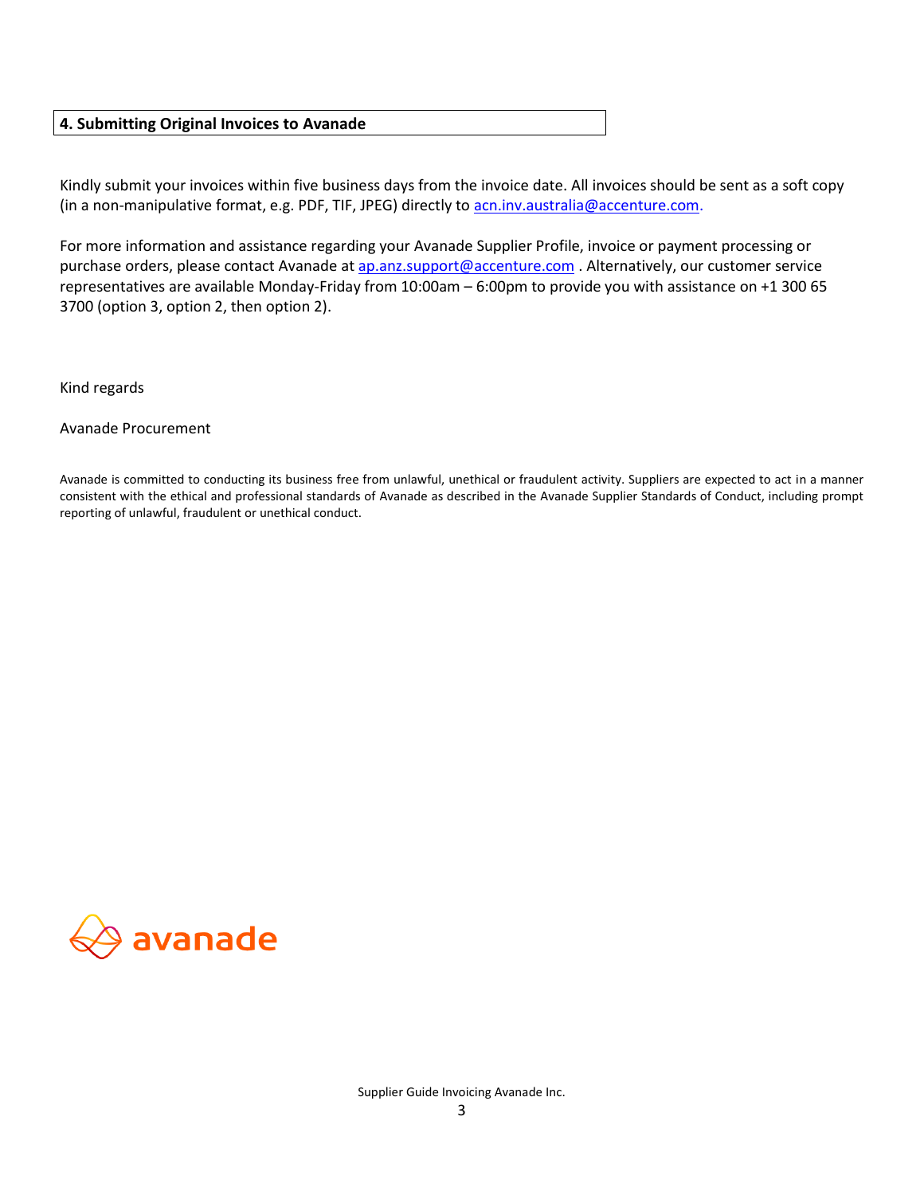## 4. Submitting Original Invoices to Avanade

Kindly submit your invoices within five business days from the invoice date. All invoices should be sent as a soft copy (in a non-manipulative format, e.g. PDF, TIF, JPEG) directly to acn.inv.australia@accenture.com.

For more information and assistance regarding your Avanade Supplier Profile, invoice or payment processing or purchase orders, please contact Avanade at ap.anz.support@accenture.com . Alternatively, our customer service representatives are available Monday-Friday from 10:00am – 6:00pm to provide you with assistance on +1 300 65 3700 (option 3, option 2, then option 2).

Kind regards

Avanade Procurement

Avanade is committed to conducting its business free from unlawful, unethical or fraudulent activity. Suppliers are expected to act in a manner consistent with the ethical and professional standards of Avanade as described in the Avanade Supplier Standards of Conduct, including prompt reporting of unlawful, fraudulent or unethical conduct.

avanade